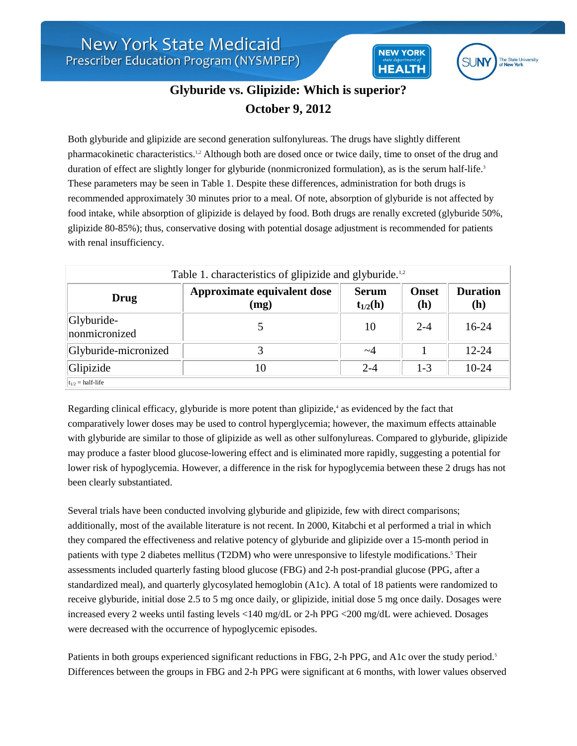# Glyburide vs. Glipizide: Which is superior?

## October 9, 2012

Both glyburide and glipizide are second generation sulfonylureas. The drugs have slightly different pharmacokinetic characteristics.[1,2] Although both are dosed once or twice daily, time to onset of the drug and duration of effect are slightly longer for glyburide (nonmicronized formulation), as is the serum half-life.[3] These parameters may be seen in Table 1. Despite these differences, administration for both drugs is recommended approximately 30 minutes prior to a meal. Of note, absorption of glyburide is not affected by food intake, while absorption of glipizide is delayed by food. Both drugs are renally excreted (glyburide 50%, glipizide 80-85%); thus, conservative dosing with potential dosage adjustment is recommended for patients with renal insufficiency.

Table 1. characteristics of glipizide and glyburide.[1,2]

| Drug | Approximate equivalent dose (mg) | Serum $t_{1/2}$(h) | Onset (h) | Duration (h) |
|---|---|---|---|---|
| Glyburide-nonmicronized | 5 | 10 | 2-4 | 16-24 |
| Glyburide-micronized | 3 | ~4 | 1 | 12-24 |
| Glipizide | 10 | 2-4 | 1-3 | 10-24 |

$t_{1/2}$ = half-life

Regarding clinical efficacy, glyburide is more potent than glipizide,[4] as evidenced by the fact that comparatively lower doses may be used to control hyperglycemia; however, the maximum effects attainable with glyburide are similar to those of glipizide as well as other sulfonylureas. Compared to glyburide, glipizide may produce a faster blood glucose-lowering effect and is eliminated more rapidly, suggesting a potential for lower risk of hypoglycemia. However, a difference in the risk for hypoglycemia between these 2 drugs has not been clearly substantiated.

Several trials have been conducted involving glyburide and glipizide, few with direct comparisons; additionally, most of the available literature is not recent. In 2000, Kitabchi et al performed a trial in which they compared the effectiveness and relative potency of glyburide and glipizide over a 15-month period in patients with type 2 diabetes mellitus (T2DM) who were unresponsive to lifestyle modifications.[5] Their assessments included quarterly fasting blood glucose (FBG) and 2-h post-prandial glucose (PPG, after a standardized meal), and quarterly glycosylated hemoglobin (A1c). A total of 18 patients were randomized to receive glyburide, initial dose 2.5 to 5 mg once daily, or glipizide, initial dose 5 mg once daily. Dosages were increased every 2 weeks until fasting levels <140 mg/dL or 2-h PPG <200 mg/dL were achieved. Dosages were decreased with the occurrence of hypoglycemic episodes.

Patients in both groups experienced significant reductions in FBG, 2-h PPG, and A1c over the study period.[5] Differences between the groups in FBG and 2-h PPG were significant at 6 months, with lower values observed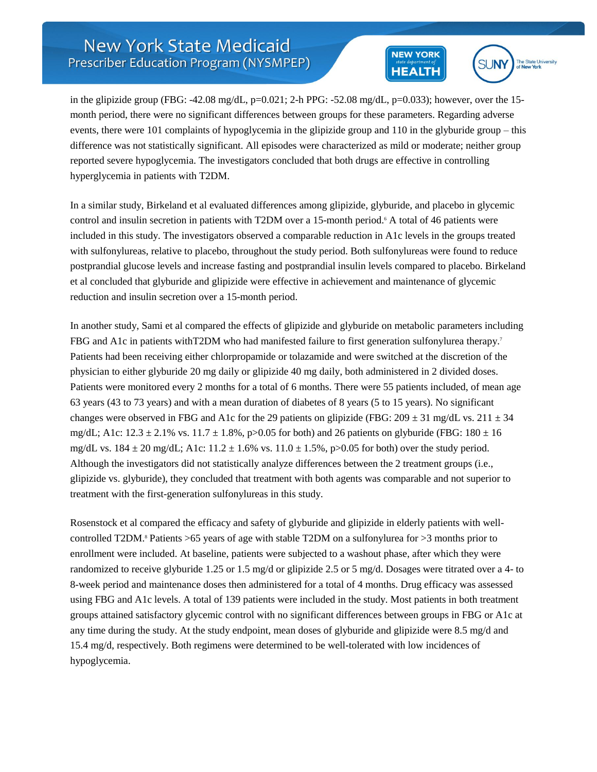in the glipizide group (FBG: -42.08 mg/dL, $p=0.021$; 2-h PPG: -52.08 mg/dL, $p=0.033$); however, over the 15-month period, there were no significant differences between groups for these parameters. Regarding adverse events, there were 101 complaints of hypoglycemia in the glipizide group and 110 in the glyburide group – this difference was not statistically significant. All episodes were characterized as mild or moderate; neither group reported severe hypoglycemia. The investigators concluded that both drugs are effective in controlling hyperglycemia in patients with T2DM.

In a similar study, Birkeland et al evaluated differences among glipizide, glyburide, and placebo in glycemic control and insulin secretion in patients with T2DM over a 15-month period.[6] A total of 46 patients were included in this study. The investigators observed a comparable reduction in A1c levels in the groups treated with sulfonylureas, relative to placebo, throughout the study period. Both sulfonylureas were found to reduce postprandial glucose levels and increase fasting and postprandial insulin levels compared to placebo. Birkeland et al concluded that glyburide and glipizide were effective in achievement and maintenance of glycemic reduction and insulin secretion over a 15-month period.

In another study, Sami et al compared the effects of glipizide and glyburide on metabolic parameters including FBG and A1c in patients withT2DM who had manifested failure to first generation sulfonylurea therapy.[7] Patients had been receiving either chlorpropamide or tolazamide and were switched at the discretion of the physician to either glyburide 20 mg daily or glipizide 40 mg daily, both administered in 2 divided doses. Patients were monitored every 2 months for a total of 6 months. There were 55 patients included, of mean age 63 years (43 to 73 years) and with a mean duration of diabetes of 8 years (5 to 15 years). No significant changes were observed in FBG and A1c for the 29 patients on glipizide (FBG: $209 \pm 31$ mg/dL vs. $211 \pm 34$ mg/dL; A1c: $12.3 \pm 2.1$% vs. $11.7 \pm 1.8$%, $p>0.05$ for both) and 26 patients on glyburide (FBG: $180 \pm 16$ mg/dL vs. $184 \pm 20$ mg/dL; A1c: $11.2 \pm 1.6$% vs. $11.0 \pm 1.5$%, $p>0.05$ for both) over the study period. Although the investigators did not statistically analyze differences between the 2 treatment groups (i.e., glipizide vs. glyburide), they concluded that treatment with both agents was comparable and not superior to treatment with the first-generation sulfonylureas in this study.

Rosenstock et al compared the efficacy and safety of glyburide and glipizide in elderly patients with well-controlled T2DM.[8] Patients >65 years of age with stable T2DM on a sulfonylurea for >3 months prior to enrollment were included. At baseline, patients were subjected to a washout phase, after which they were randomized to receive glyburide 1.25 or 1.5 mg/d or glipizide 2.5 or 5 mg/d. Dosages were titrated over a 4- to 8-week period and maintenance doses then administered for a total of 4 months. Drug efficacy was assessed using FBG and A1c levels. A total of 139 patients were included in the study. Most patients in both treatment groups attained satisfactory glycemic control with no significant differences between groups in FBG or A1c at any time during the study. At the study endpoint, mean doses of glyburide and glipizide were 8.5 mg/d and 15.4 mg/d, respectively. Both regimens were determined to be well-tolerated with low incidences of hypoglycemia.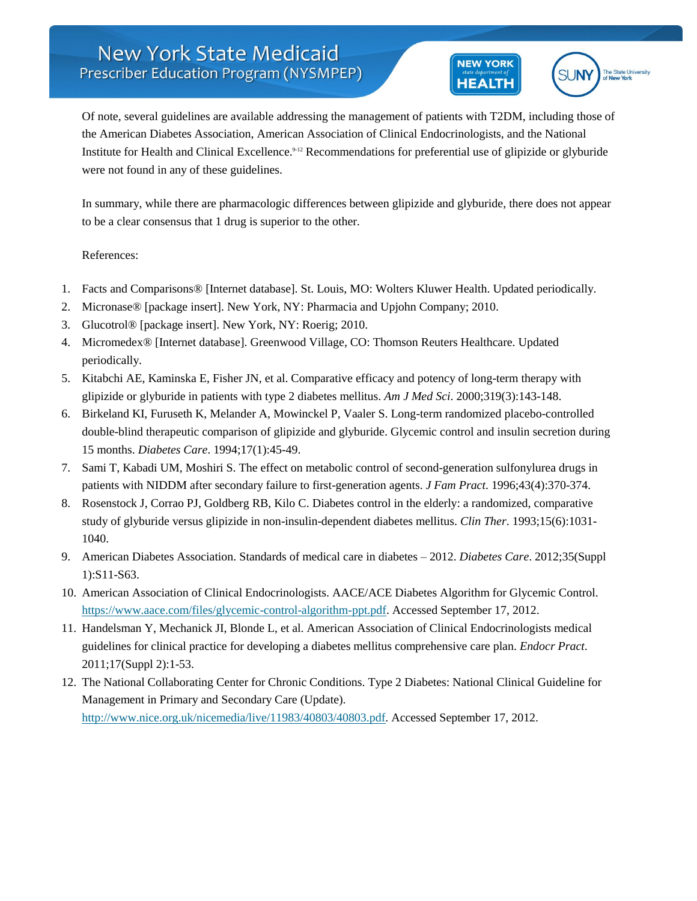Of note, several guidelines are available addressing the management of patients with T2DM, including those of the American Diabetes Association, American Association of Clinical Endocrinologists, and the National Institute for Health and Clinical Excellence.[9-12] Recommendations for preferential use of glipizide or glyburide were not found in any of these guidelines.

In summary, while there are pharmacologic differences between glipizide and glyburide, there does not appear to be a clear consensus that 1 drug is superior to the other.

References:

1. Facts and Comparisons® [Internet database]. St. Louis, MO: Wolters Kluwer Health. Updated periodically.
2. Micronase® [package insert]. New York, NY: Pharmacia and Upjohn Company; 2010.
3. Glucotrol® [package insert]. New York, NY: Roerig; 2010.
4. Micromedex® [Internet database]. Greenwood Village, CO: Thomson Reuters Healthcare. Updated periodically.
5. Kitabchi AE, Kaminska E, Fisher JN, et al. Comparative efficacy and potency of long-term therapy with glipizide or glyburide in patients with type 2 diabetes mellitus. *Am J Med Sci*. 2000;319(3):143-148.
6. Birkeland KI, Furuseth K, Melander A, Mowinckel P, Vaaler S. Long-term randomized placebo-controlled double-blind therapeutic comparison of glipizide and glyburide. Glycemic control and insulin secretion during 15 months. *Diabetes Care*. 1994;17(1):45-49.
7. Sami T, Kabadi UM, Moshiri S. The effect on metabolic control of second-generation sulfonylurea drugs in patients with NIDDM after secondary failure to first-generation agents. *J Fam Pract*. 1996;43(4):370-374.
8. Rosenstock J, Corrao PJ, Goldberg RB, Kilo C. Diabetes control in the elderly: a randomized, comparative study of glyburide versus glipizide in non-insulin-dependent diabetes mellitus. *Clin Ther*. 1993;15(6):1031-1040.
9. American Diabetes Association. Standards of medical care in diabetes – 2012. *Diabetes Care*. 2012;35(Suppl 1):S11-S63.
10. American Association of Clinical Endocrinologists. AACE/ACE Diabetes Algorithm for Glycemic Control. https://www.aace.com/files/glycemic-control-algorithm-ppt.pdf. Accessed September 17, 2012.
11. Handelsman Y, Mechanick JI, Blonde L, et al. American Association of Clinical Endocrinologists medical guidelines for clinical practice for developing a diabetes mellitus comprehensive care plan. *Endocr Pract*. 2011;17(Suppl 2):1-53.
12. The National Collaborating Center for Chronic Conditions. Type 2 Diabetes: National Clinical Guideline for Management in Primary and Secondary Care (Update). http://www.nice.org.uk/nicemedia/live/11983/40803/40803.pdf. Accessed September 17, 2012.